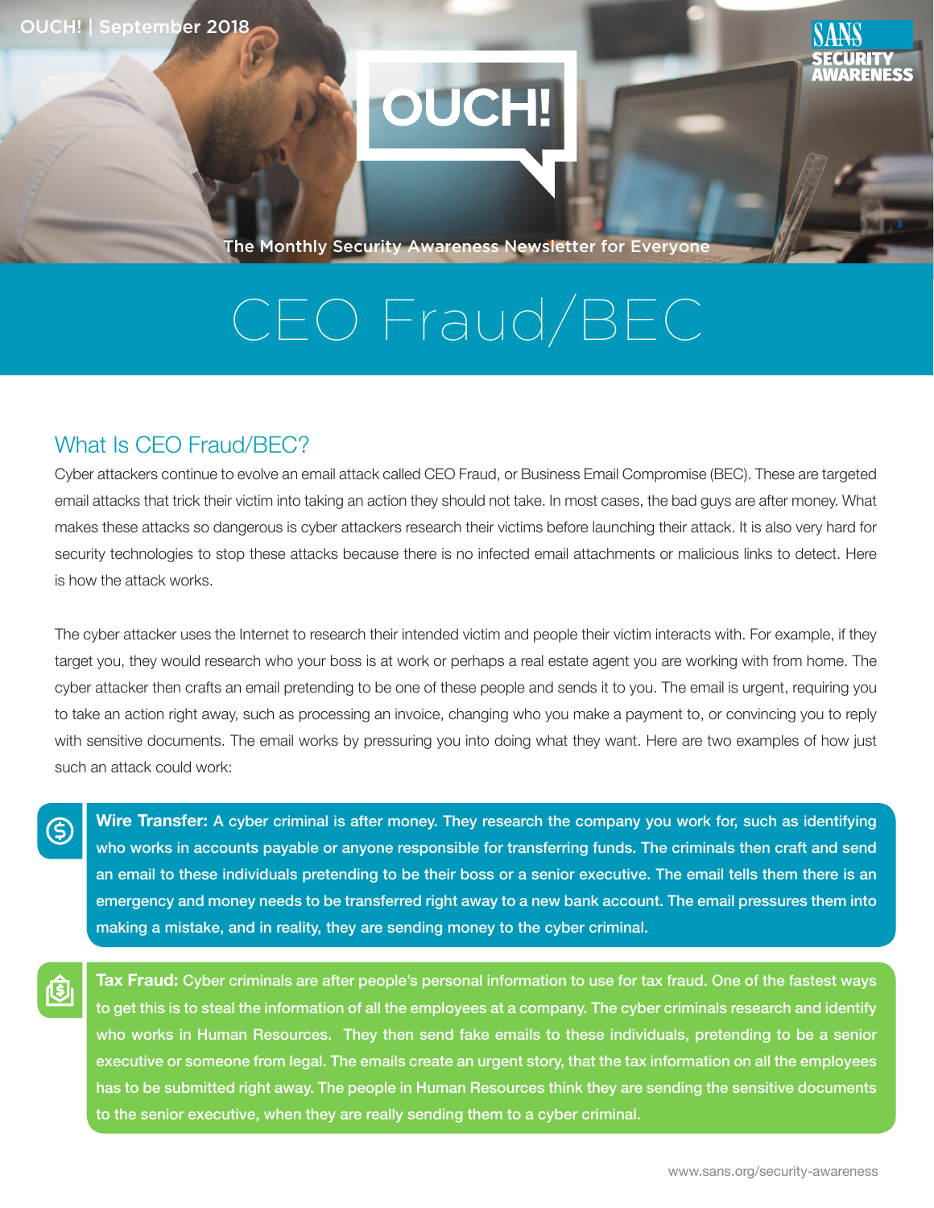OUCH! | September 2018

# OUCH!

The Monthly Security Awareness Newsletter for Everyone

# CEO Fraud/BEC

## What Is CEO Fraud/BEC?

Cyber attackers continue to evolve an email attack called CEO Fraud, or Business Email Compromise (BEC). These are targeted email attacks that trick their victim into taking an action they should not take. In most cases, the bad guys are after money. What makes these attacks so dangerous is cyber attackers research their victims before launching their attack. It is also very hard for security technologies to stop these attacks because there is no infected email attachments or malicious links to detect. Here is how the attack works.

The cyber attacker uses the Internet to research their intended victim and people their victim interacts with. For example, if they target you, they would research who your boss is at work or perhaps a real estate agent you are working with from home. The cyber attacker then crafts an email pretending to be one of these people and sends it to you. The email is urgent, requiring you to take an action right away, such as processing an invoice, changing who you make a payment to, or convincing you to reply with sensitive documents. The email works by pressuring you into doing what they want. Here are two examples of how just such an attack could work:

**Wire Transfer:** A cyber criminal is after money. They research the company you work for, such as identifying who works in accounts payable or anyone responsible for transferring funds. The criminals then craft and send an email to these individuals pretending to be their boss or a senior executive. The email tells them there is an emergency and money needs to be transferred right away to a new bank account. The email pressures them into making a mistake, and in reality, they are sending money to the cyber criminal.

**Tax Fraud:** Cyber criminals are after people's personal information to use for tax fraud. One of the fastest ways to get this is to steal the information of all the employees at a company. The cyber criminals research and identify who works in Human Resources. They then send fake emails to these individuals, pretending to be a senior executive or someone from legal. The emails create an urgent story, that the tax information on all the employees has to be submitted right away. The people in Human Resources think they are sending the sensitive documents to the senior executive, when they are really sending them to a cyber criminal.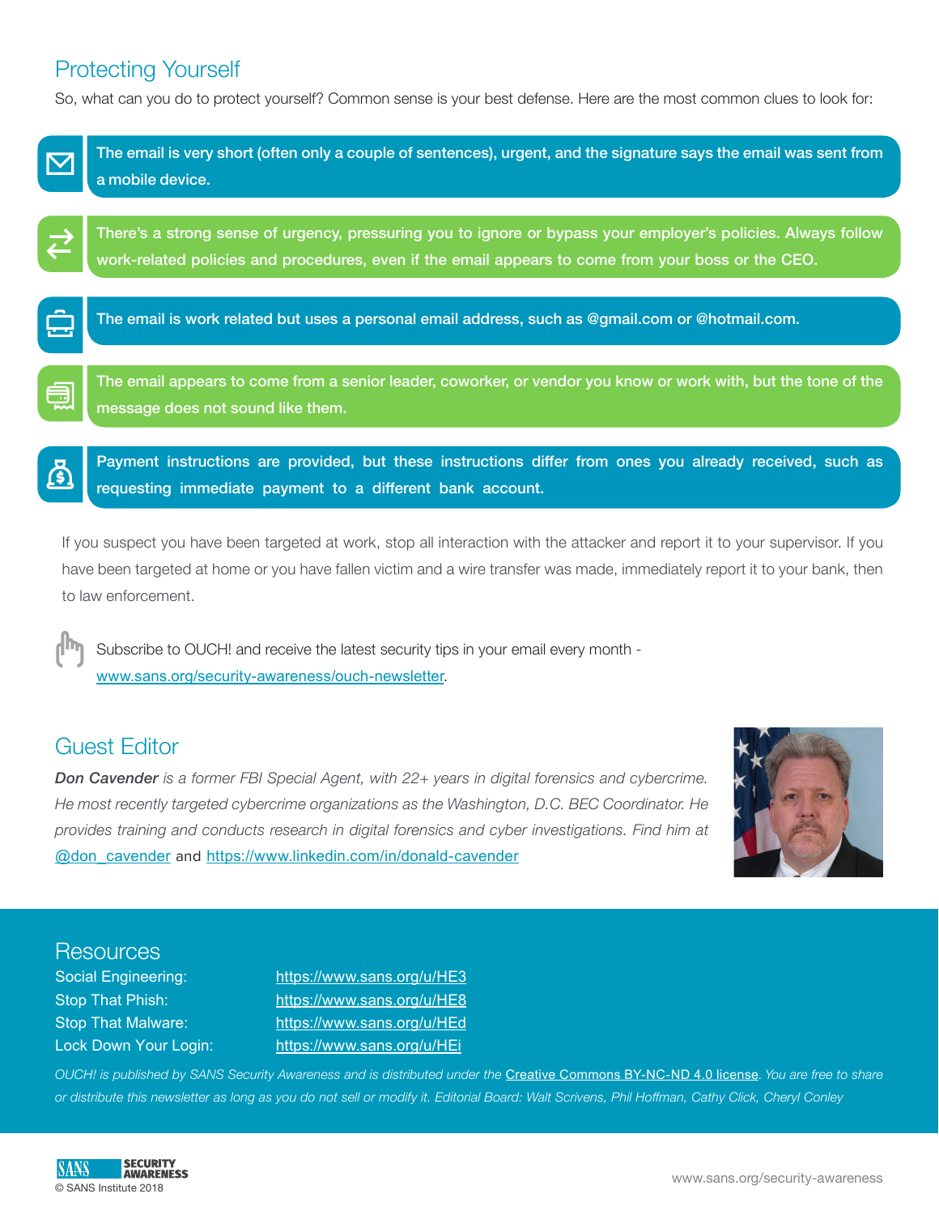## Protecting Yourself

So, what can you do to protect yourself? Common sense is your best defense. Here are the most common clues to look for:

- **The email is very short (often only a couple of sentences), urgent, and the signature says the email was sent from a mobile device.**
- **There's a strong sense of urgency, pressuring you to ignore or bypass your employer's policies. Always follow work-related policies and procedures, even if the email appears to come from your boss or the CEO.**
- **The email is work related but uses a personal email address, such as @gmail.com or @hotmail.com.**
- **The email appears to come from a senior leader, coworker, or vendor you know or work with, but the tone of the message does not sound like them.**
- **Payment instructions are provided, but these instructions differ from ones you already received, such as requesting immediate payment to a different bank account.**

If you suspect you have been targeted at work, stop all interaction with the attacker and report it to your supervisor. If you have been targeted at home or you have fallen victim and a wire transfer was made, immediately report it to your bank, then to law enforcement.

Subscribe to OUCH! and receive the latest security tips in your email every month - www.sans.org/security-awareness/ouch-newsletter.

## Guest Editor

***Don Cavender*** *is a former FBI Special Agent, with 22+ years in digital forensics and cybercrime. He most recently targeted cybercrime organizations as the Washington, D.C. BEC Coordinator. He provides training and conducts research in digital forensics and cyber investigations. Find him at* @don_cavender and https://www.linkedin.com/in/donald-cavender

## Resources

| | |
|---|---|
| Social Engineering: | https://www.sans.org/u/HE3 |
| Stop That Phish: | https://www.sans.org/u/HE8 |
| Stop That Malware: | https://www.sans.org/u/HEd |
| Lock Down Your Login: | https://www.sans.org/u/HEi |

*OUCH! is published by SANS Security Awareness and is distributed under the* Creative Commons BY-NC-ND 4.0 license*. You are free to share or distribute this newsletter as long as you do not sell or modify it. Editorial Board: Walt Scrivens, Phil Hoffman, Cathy Click, Cheryl Conley*

© SANS Institute 2018

www.sans.org/security-awareness